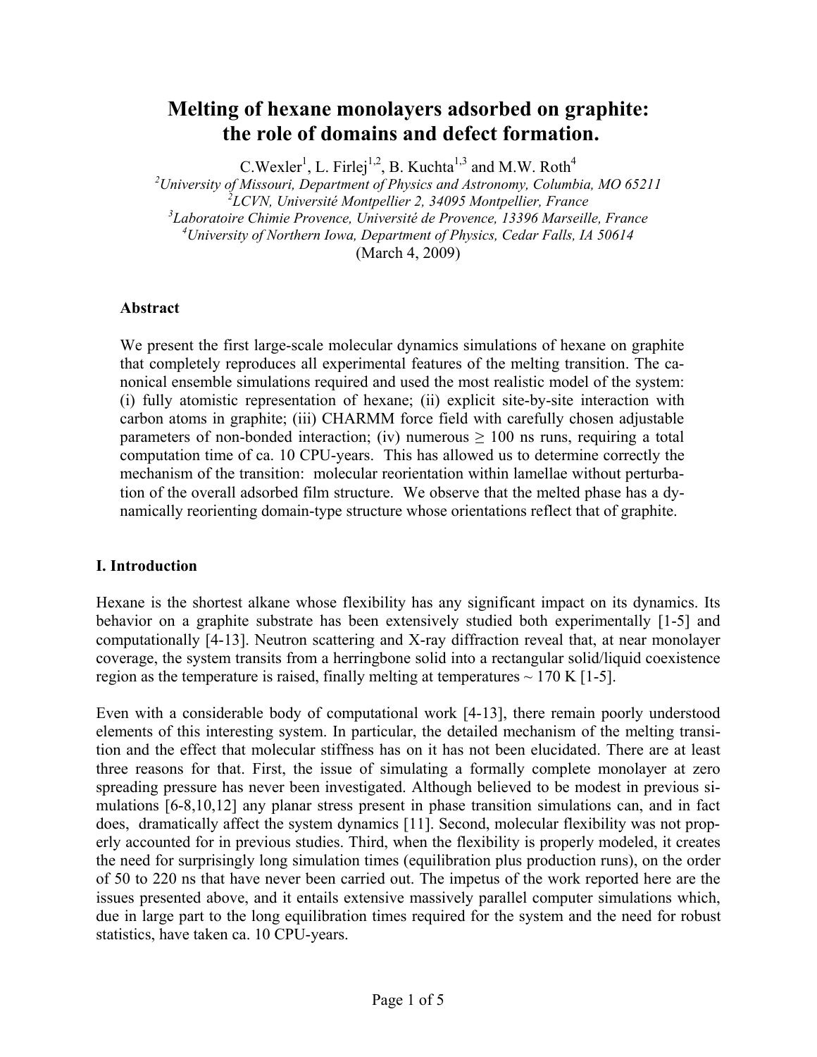# Melting of hexane monolayers adsorbed on graphite: the role of domains and defect formation.

C.Wexler[1], L. Firlej[1,2], B. Kuchta[1,3] and M.W. Roth[4]

[2]*University of Missouri, Department of Physics and Astronomy, Columbia, MO 65211*
[2]*LCVN, Université Montpellier 2, 34095 Montpellier, France*
[3]*Laboratoire Chimie Provence, Université de Provence, 13396 Marseille, France*
[4]*University of Northern Iowa, Department of Physics, Cedar Falls, IA 50614*

(March 4, 2009)

### Abstract

We present the first large-scale molecular dynamics simulations of hexane on graphite that completely reproduces all experimental features of the melting transition. The canonical ensemble simulations required and used the most realistic model of the system: (i) fully atomistic representation of hexane; (ii) explicit site-by-site interaction with carbon atoms in graphite; (iii) CHARMM force field with carefully chosen adjustable parameters of non-bonded interaction; (iv) numerous $\geq$ 100 ns runs, requiring a total computation time of ca. 10 CPU-years. This has allowed us to determine correctly the mechanism of the transition: molecular reorientation within lamellae without perturbation of the overall adsorbed film structure. We observe that the melted phase has a dynamically reorienting domain-type structure whose orientations reflect that of graphite.

## I. Introduction

Hexane is the shortest alkane whose flexibility has any significant impact on its dynamics. Its behavior on a graphite substrate has been extensively studied both experimentally [1-5] and computationally [4-13]. Neutron scattering and X-ray diffraction reveal that, at near monolayer coverage, the system transits from a herringbone solid into a rectangular solid/liquid coexistence region as the temperature is raised, finally melting at temperatures ~ 170 K [1-5].

Even with a considerable body of computational work [4-13], there remain poorly understood elements of this interesting system. In particular, the detailed mechanism of the melting transition and the effect that molecular stiffness has on it has not been elucidated. There are at least three reasons for that. First, the issue of simulating a formally complete monolayer at zero spreading pressure has never been investigated. Although believed to be modest in previous simulations [6-8,10,12] any planar stress present in phase transition simulations can, and in fact does, dramatically affect the system dynamics [11]. Second, molecular flexibility was not properly accounted for in previous studies. Third, when the flexibility is properly modeled, it creates the need for surprisingly long simulation times (equilibration plus production runs), on the order of 50 to 220 ns that have never been carried out. The impetus of the work reported here are the issues presented above, and it entails extensive massively parallel computer simulations which, due in large part to the long equilibration times required for the system and the need for robust statistics, have taken ca. 10 CPU-years.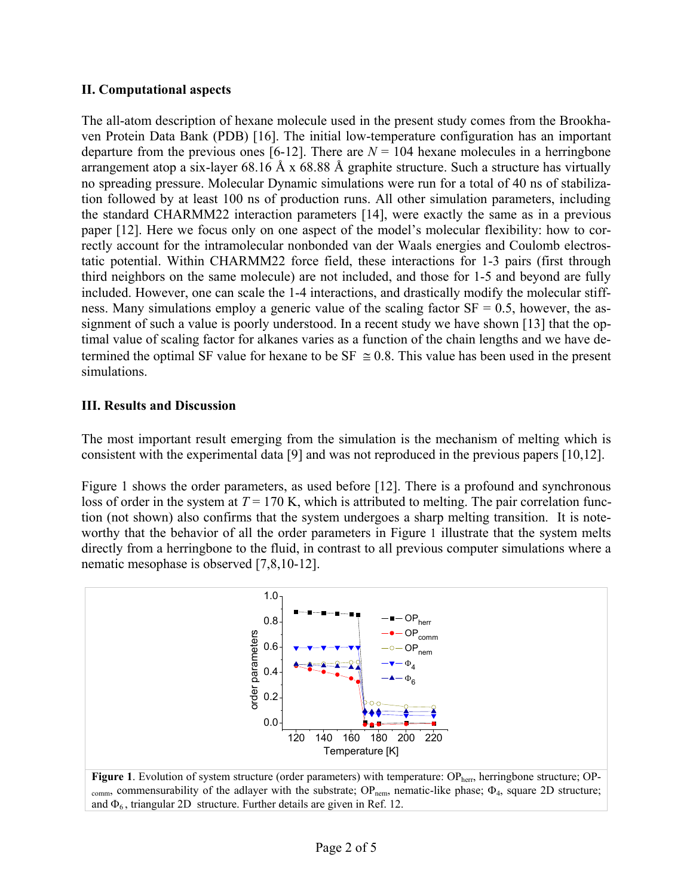## II. Computational aspects

The all-atom description of hexane molecule used in the present study comes from the Brookhaven Protein Data Bank (PDB) [16]. The initial low-temperature configuration has an important departure from the previous ones [6-12]. There are $N = 104$ hexane molecules in a herringbone arrangement atop a six-layer 68.16 Å x 68.88 Å graphite structure. Such a structure has virtually no spreading pressure. Molecular Dynamic simulations were run for a total of 40 ns of stabilization followed by at least 100 ns of production runs. All other simulation parameters, including the standard CHARMM22 interaction parameters [14], were exactly the same as in a previous paper [12]. Here we focus only on one aspect of the model's molecular flexibility: how to correctly account for the intramolecular nonbonded van der Waals energies and Coulomb electrostatic potential. Within CHARMM22 force field, these interactions for 1-3 pairs (first through third neighbors on the same molecule) are not included, and those for 1-5 and beyond are fully included. However, one can scale the 1-4 interactions, and drastically modify the molecular stiffness. Many simulations employ a generic value of the scaling factor SF = 0.5, however, the assignment of such a value is poorly understood. In a recent study we have shown [13] that the optimal value of scaling factor for alkanes varies as a function of the chain lengths and we have determined the optimal SF value for hexane to be SF $\cong 0.8$. This value has been used in the present simulations.

## III. Results and Discussion

The most important result emerging from the simulation is the mechanism of melting which is consistent with the experimental data [9] and was not reproduced in the previous papers [10,12].

Figure 1 shows the order parameters, as used before [12]. There is a profound and synchronous loss of order in the system at $T = 170$ K, which is attributed to melting. The pair correlation function (not shown) also confirms that the system undergoes a sharp melting transition. It is noteworthy that the behavior of all the order parameters in Figure 1 illustrate that the system melts directly from a herringbone to the fluid, in contrast to all previous computer simulations where a nematic mesophase is observed [7,8,10-12].

order parameters
1.0
0.8
0.6
0.4
0.2
0.0
120 140 160 180 200 220
Temperature [K]
$OP_{herr}$
$OP_{comm}$
$OP_{nem}$
$\Phi_4$
$\Phi_6$

**Figure 1**. Evolution of system structure (order parameters) with temperature: $OP_{herr}$, herringbone structure; $OP_{comm}$, commensurability of the adlayer with the substrate; $OP_{nem}$, nematic-like phase; $\Phi_4$, square 2D structure; and $\Phi_6$, triangular 2D structure. Further details are given in Ref. 12.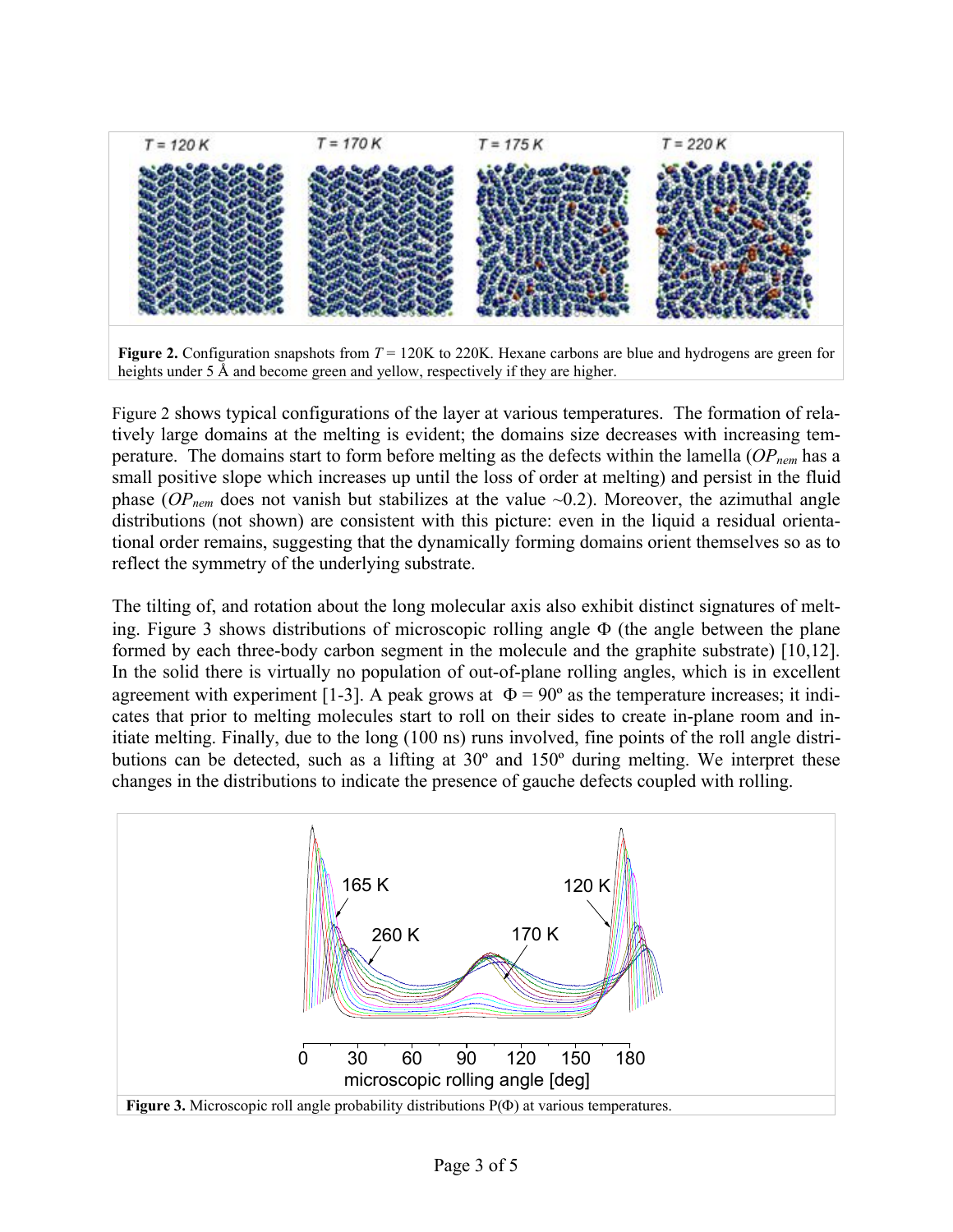T = 120 K

T = 170 K

T = 175 K

T = 220 K

**Figure 2.** Configuration snapshots from $T = 120\text{K}$ to 220K. Hexane carbons are blue and hydrogens are green for heights under 5 Å and become green and yellow, respectively if they are higher.

Figure 2 shows typical configurations of the layer at various temperatures. The formation of relatively large domains at the melting is evident; the domains size decreases with increasing temperature. The domains start to form before melting as the defects within the lamella ($OP_{nem}$ has a small positive slope which increases up until the loss of order at melting) and persist in the fluid phase ($OP_{nem}$ does not vanish but stabilizes at the value ~0.2). Moreover, the azimuthal angle distributions (not shown) are consistent with this picture: even in the liquid a residual orientational order remains, suggesting that the dynamically forming domains orient themselves so as to reflect the symmetry of the underlying substrate.

The tilting of, and rotation about the long molecular axis also exhibit distinct signatures of melting. Figure 3 shows distributions of microscopic rolling angle $\Phi$ (the angle between the plane formed by each three-body carbon segment in the molecule and the graphite substrate) [10,12]. In the solid there is virtually no population of out-of-plane rolling angles, which is in excellent agreement with experiment [1-3]. A peak grows at $\Phi = 90°$ as the temperature increases; it indicates that prior to melting molecules start to roll on their sides to create in-plane room and initiate melting. Finally, due to the long (100 ns) runs involved, fine points of the roll angle distributions can be detected, such as a lifting at 30º and 150º during melting. We interpret these changes in the distributions to indicate the presence of gauche defects coupled with rolling.

165 K

120 K

260 K

170 K

0 30 60 90 120 150 180

microscopic rolling angle [deg]

**Figure 3.** Microscopic roll angle probability distributions $P(\Phi)$ at various temperatures.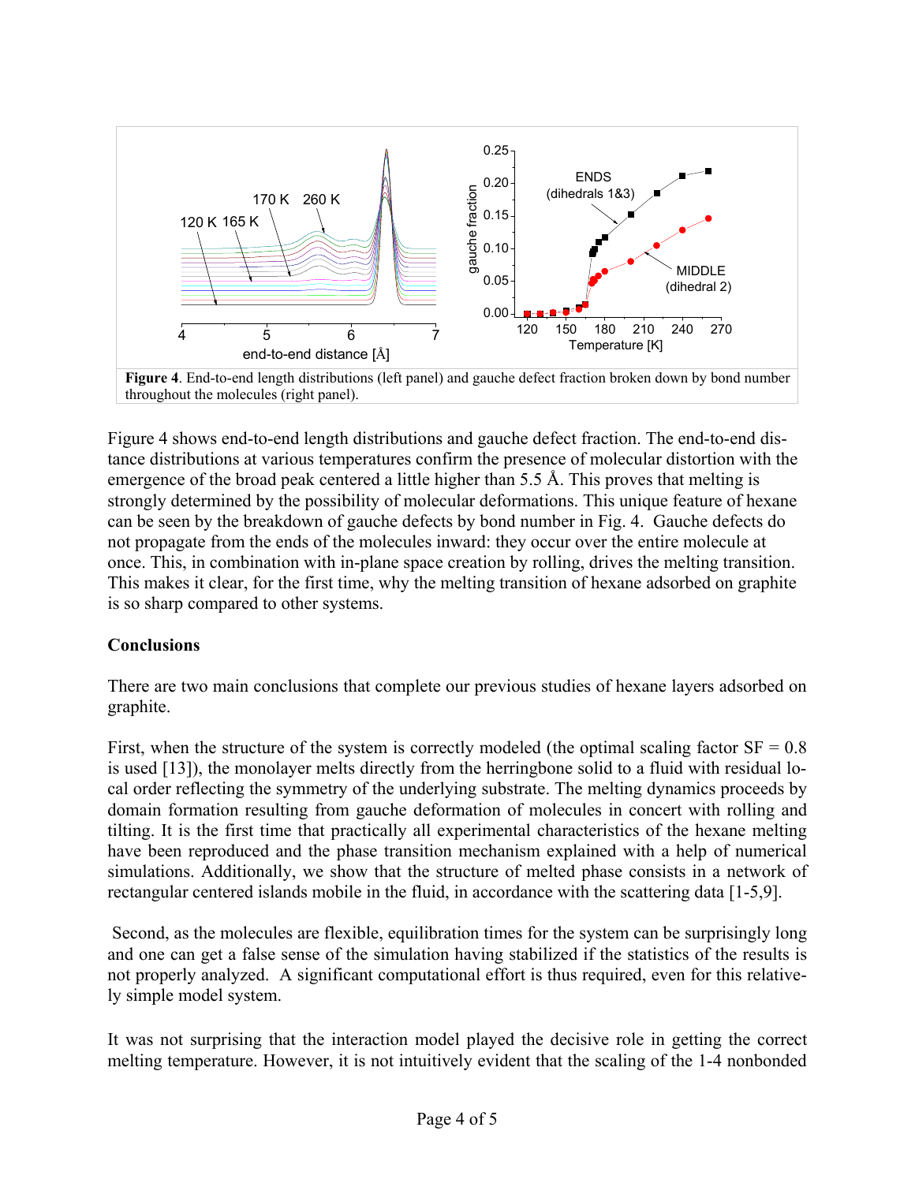120 K 165 K

170 K 260 K

4 5 6 7

end-to-end distance [Å]

0.25

0.20

0.15

0.10

0.05

0.00

gauche fraction

ENDS (dihedrals 1&3)

MIDDLE (dihedral 2)

120 150 180 210 240 270

Temperature [K]

**Figure 4**. End-to-end length distributions (left panel) and gauche defect fraction broken down by bond number throughout the molecules (right panel).

Figure 4 shows end-to-end length distributions and gauche defect fraction. The end-to-end distance distributions at various temperatures confirm the presence of molecular distortion with the emergence of the broad peak centered a little higher than 5.5 Å. This proves that melting is strongly determined by the possibility of molecular deformations. This unique feature of hexane can be seen by the breakdown of gauche defects by bond number in Fig. 4. Gauche defects do not propagate from the ends of the molecules inward: they occur over the entire molecule at once. This, in combination with in-plane space creation by rolling, drives the melting transition. This makes it clear, for the first time, why the melting transition of hexane adsorbed on graphite is so sharp compared to other systems.

## Conclusions

There are two main conclusions that complete our previous studies of hexane layers adsorbed on graphite.

First, when the structure of the system is correctly modeled (the optimal scaling factor SF = 0.8 is used [13]), the monolayer melts directly from the herringbone solid to a fluid with residual local order reflecting the symmetry of the underlying substrate. The melting dynamics proceeds by domain formation resulting from gauche deformation of molecules in concert with rolling and tilting. It is the first time that practically all experimental characteristics of the hexane melting have been reproduced and the phase transition mechanism explained with a help of numerical simulations. Additionally, we show that the structure of melted phase consists in a network of rectangular centered islands mobile in the fluid, in accordance with the scattering data [1-5,9].

Second, as the molecules are flexible, equilibration times for the system can be surprisingly long and one can get a false sense of the simulation having stabilized if the statistics of the results is not properly analyzed. A significant computational effort is thus required, even for this relatively simple model system.

It was not surprising that the interaction model played the decisive role in getting the correct melting temperature. However, it is not intuitively evident that the scaling of the 1-4 nonbonded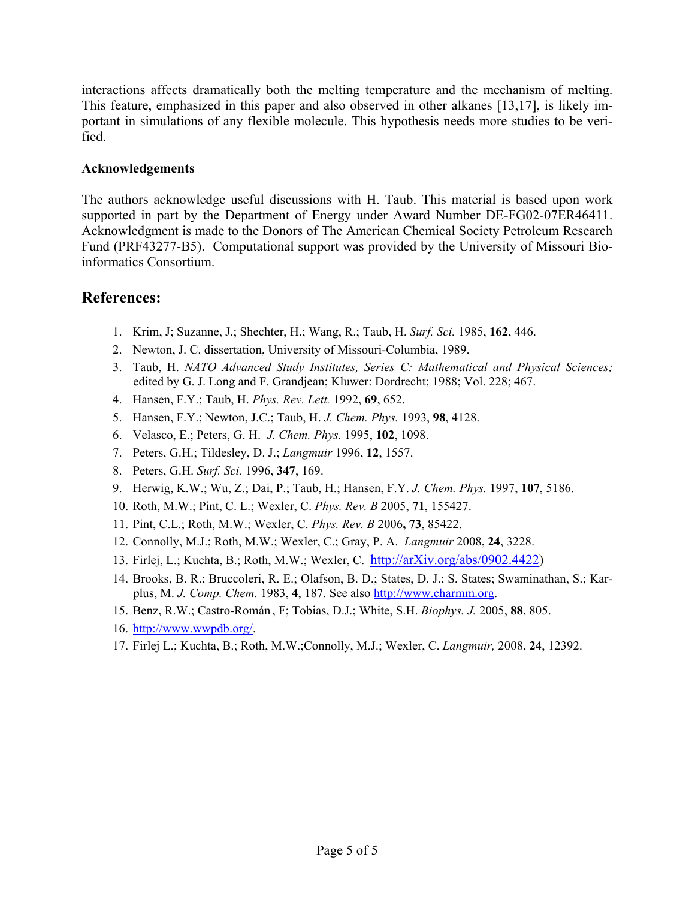interactions affects dramatically both the melting temperature and the mechanism of melting. This feature, emphasized in this paper and also observed in other alkanes [13,17], is likely important in simulations of any flexible molecule. This hypothesis needs more studies to be verified.

**Acknowledgements**

The authors acknowledge useful discussions with H. Taub. This material is based upon work supported in part by the Department of Energy under Award Number DE-FG02-07ER46411. Acknowledgment is made to the Donors of The American Chemical Society Petroleum Research Fund (PRF43277-B5). Computational support was provided by the University of Missouri Bioinformatics Consortium.

## References:

1. Krim, J; Suzanne, J.; Shechter, H.; Wang, R.; Taub, H. *Surf. Sci.* 1985, **162**, 446.
2. Newton, J. C. dissertation, University of Missouri-Columbia, 1989.
3. Taub, H. *NATO Advanced Study Institutes, Series C: Mathematical and Physical Sciences;* edited by G. J. Long and F. Grandjean; Kluwer: Dordrecht; 1988; Vol. 228; 467.
4. Hansen, F.Y.; Taub, H. *Phys. Rev. Lett.* 1992, **69**, 652.
5. Hansen, F.Y.; Newton, J.C.; Taub, H. *J. Chem. Phys.* 1993, **98**, 4128.
6. Velasco, E.; Peters, G. H. *J. Chem. Phys.* 1995, **102**, 1098.
7. Peters, G.H.; Tildesley, D. J.; *Langmuir* 1996, **12**, 1557.
8. Peters, G.H. *Surf. Sci.* 1996, **347**, 169.
9. Herwig, K.W.; Wu, Z.; Dai, P.; Taub, H.; Hansen, F.Y. *J. Chem. Phys.* 1997, **107**, 5186.
10. Roth, M.W.; Pint, C. L.; Wexler, C. *Phys. Rev. B* 2005, **71**, 155427.
11. Pint, C.L.; Roth, M.W.; Wexler, C. *Phys. Rev. B* 2006**, 73**, 85422.
12. Connolly, M.J.; Roth, M.W.; Wexler, C.; Gray, P. A. *Langmuir* 2008, **24**, 3228.
13. Firlej, L.; Kuchta, B.; Roth, M.W.; Wexler, C. http://arXiv.org/abs/0902.4422)
14. Brooks, B. R.; Bruccoleri, R. E.; Olafson, B. D.; States, D. J.; S. States; Swaminathan, S.; Karplus, M. *J. Comp. Chem.* 1983, **4**, 187. See also http://www.charmm.org.
15. Benz, R.W.; Castro-Román , F; Tobias, D.J.; White, S.H. *Biophys. J.* 2005, **88**, 805.
16. http://www.wwpdb.org/.
17. Firlej L.; Kuchta, B.; Roth, M.W.;Connolly, M.J.; Wexler, C. *Langmuir,* 2008, **24**, 12392.